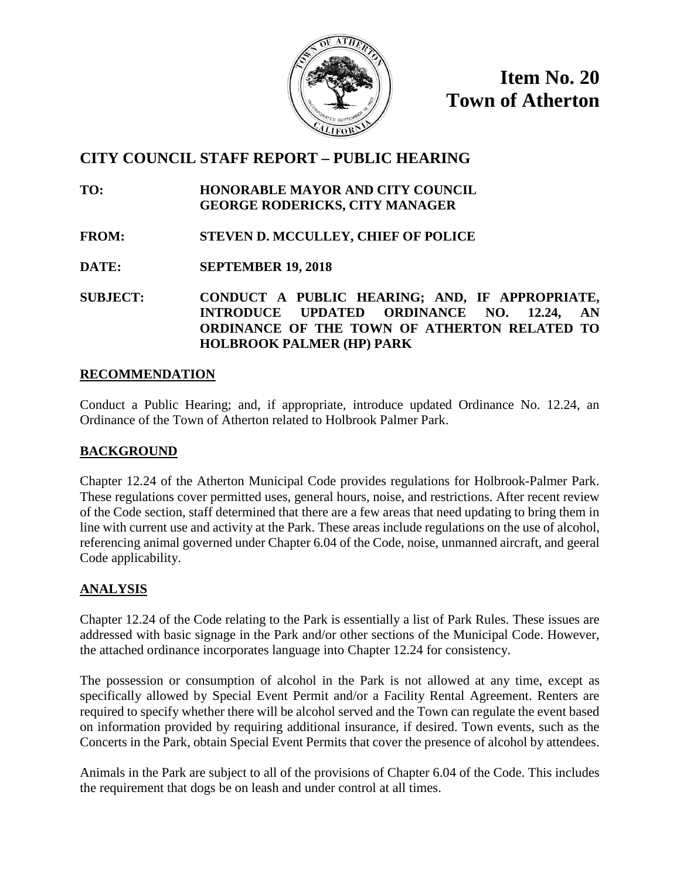**Item No. 20**
**Town of Atherton**

## CITY COUNCIL STAFF REPORT – PUBLIC HEARING

**TO:** **HONORABLE MAYOR AND CITY COUNCIL**
**GEORGE RODERICKS, CITY MANAGER**

**FROM:** **STEVEN D. MCCULLEY, CHIEF OF POLICE**

**DATE:** **SEPTEMBER 19, 2018**

**SUBJECT:** **CONDUCT A PUBLIC HEARING; AND, IF APPROPRIATE, INTRODUCE UPDATED ORDINANCE NO. 12.24, AN ORDINANCE OF THE TOWN OF ATHERTON RELATED TO HOLBROOK PALMER (HP) PARK**

### RECOMMENDATION

Conduct a Public Hearing; and, if appropriate, introduce updated Ordinance No. 12.24, an Ordinance of the Town of Atherton related to Holbrook Palmer Park.

### BACKGROUND

Chapter 12.24 of the Atherton Municipal Code provides regulations for Holbrook-Palmer Park. These regulations cover permitted uses, general hours, noise, and restrictions. After recent review of the Code section, staff determined that there are a few areas that need updating to bring them in line with current use and activity at the Park. These areas include regulations on the use of alcohol, referencing animal governed under Chapter 6.04 of the Code, noise, unmanned aircraft, and geeral Code applicability.

### ANALYSIS

Chapter 12.24 of the Code relating to the Park is essentially a list of Park Rules. These issues are addressed with basic signage in the Park and/or other sections of the Municipal Code. However, the attached ordinance incorporates language into Chapter 12.24 for consistency.

The possession or consumption of alcohol in the Park is not allowed at any time, except as specifically allowed by Special Event Permit and/or a Facility Rental Agreement. Renters are required to specify whether there will be alcohol served and the Town can regulate the event based on information provided by requiring additional insurance, if desired. Town events, such as the Concerts in the Park, obtain Special Event Permits that cover the presence of alcohol by attendees.

Animals in the Park are subject to all of the provisions of Chapter 6.04 of the Code. This includes the requirement that dogs be on leash and under control at all times.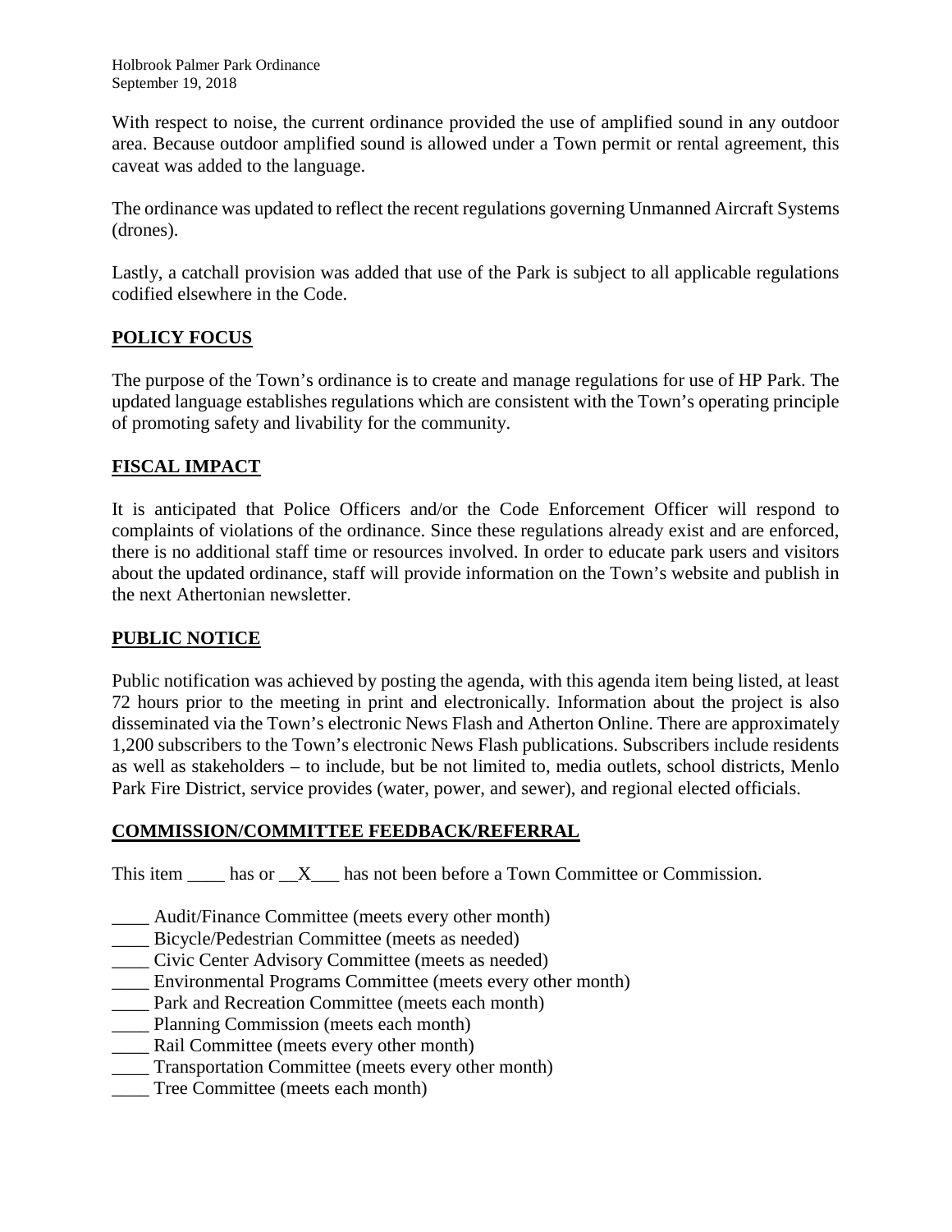With respect to noise, the current ordinance provided the use of amplified sound in any outdoor area. Because outdoor amplified sound is allowed under a Town permit or rental agreement, this caveat was added to the language.

The ordinance was updated to reflect the recent regulations governing Unmanned Aircraft Systems (drones).

Lastly, a catchall provision was added that use of the Park is subject to all applicable regulations codified elsewhere in the Code.

## POLICY FOCUS

The purpose of the Town's ordinance is to create and manage regulations for use of HP Park. The updated language establishes regulations which are consistent with the Town's operating principle of promoting safety and livability for the community.

## FISCAL IMPACT

It is anticipated that Police Officers and/or the Code Enforcement Officer will respond to complaints of violations of the ordinance. Since these regulations already exist and are enforced, there is no additional staff time or resources involved. In order to educate park users and visitors about the updated ordinance, staff will provide information on the Town's website and publish in the next Athertonian newsletter.

## PUBLIC NOTICE

Public notification was achieved by posting the agenda, with this agenda item being listed, at least 72 hours prior to the meeting in print and electronically. Information about the project is also disseminated via the Town's electronic News Flash and Atherton Online. There are approximately 1,200 subscribers to the Town's electronic News Flash publications. Subscribers include residents as well as stakeholders – to include, but be not limited to, media outlets, school districts, Menlo Park Fire District, service provides (water, power, and sewer), and regional elected officials.

## COMMISSION/COMMITTEE FEEDBACK/REFERRAL

This item ____ has or __X___ has not been before a Town Committee or Commission.

____ Audit/Finance Committee (meets every other month)
____ Bicycle/Pedestrian Committee (meets as needed)
____ Civic Center Advisory Committee (meets as needed)
____ Environmental Programs Committee (meets every other month)
____ Park and Recreation Committee (meets each month)
____ Planning Commission (meets each month)
____ Rail Committee (meets every other month)
____ Transportation Committee (meets every other month)
____ Tree Committee (meets each month)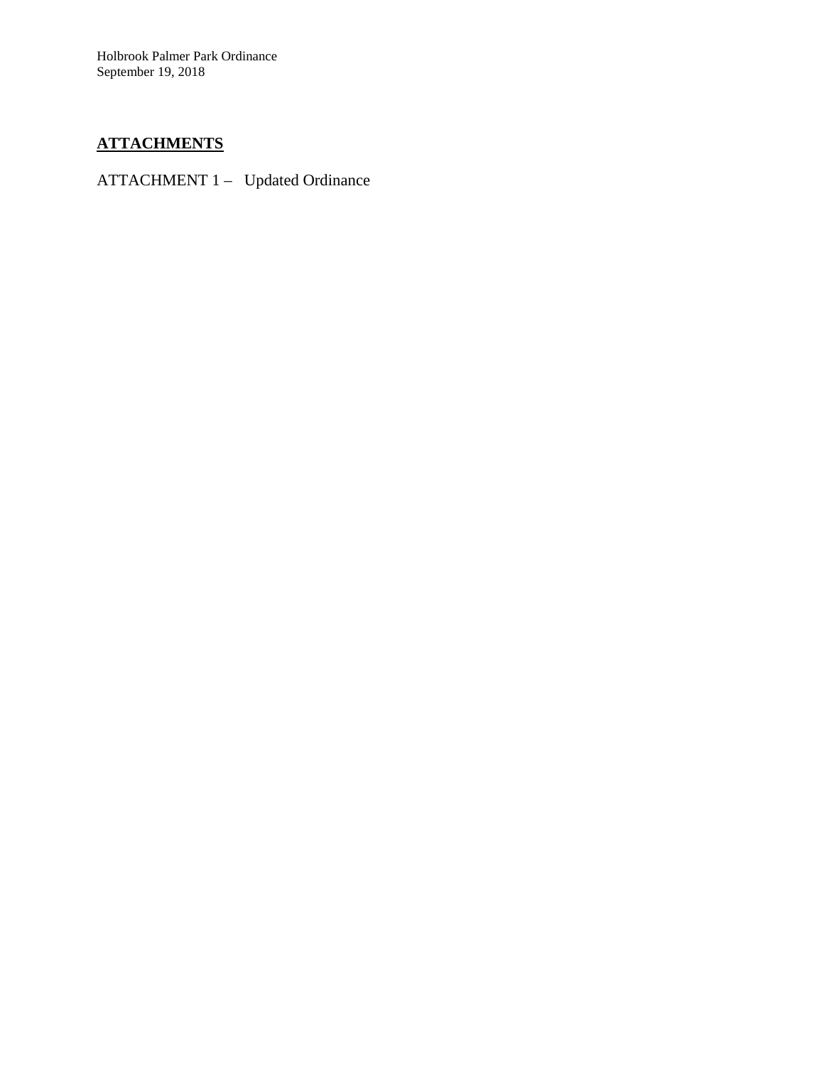## ATTACHMENTS

ATTACHMENT 1 – Updated Ordinance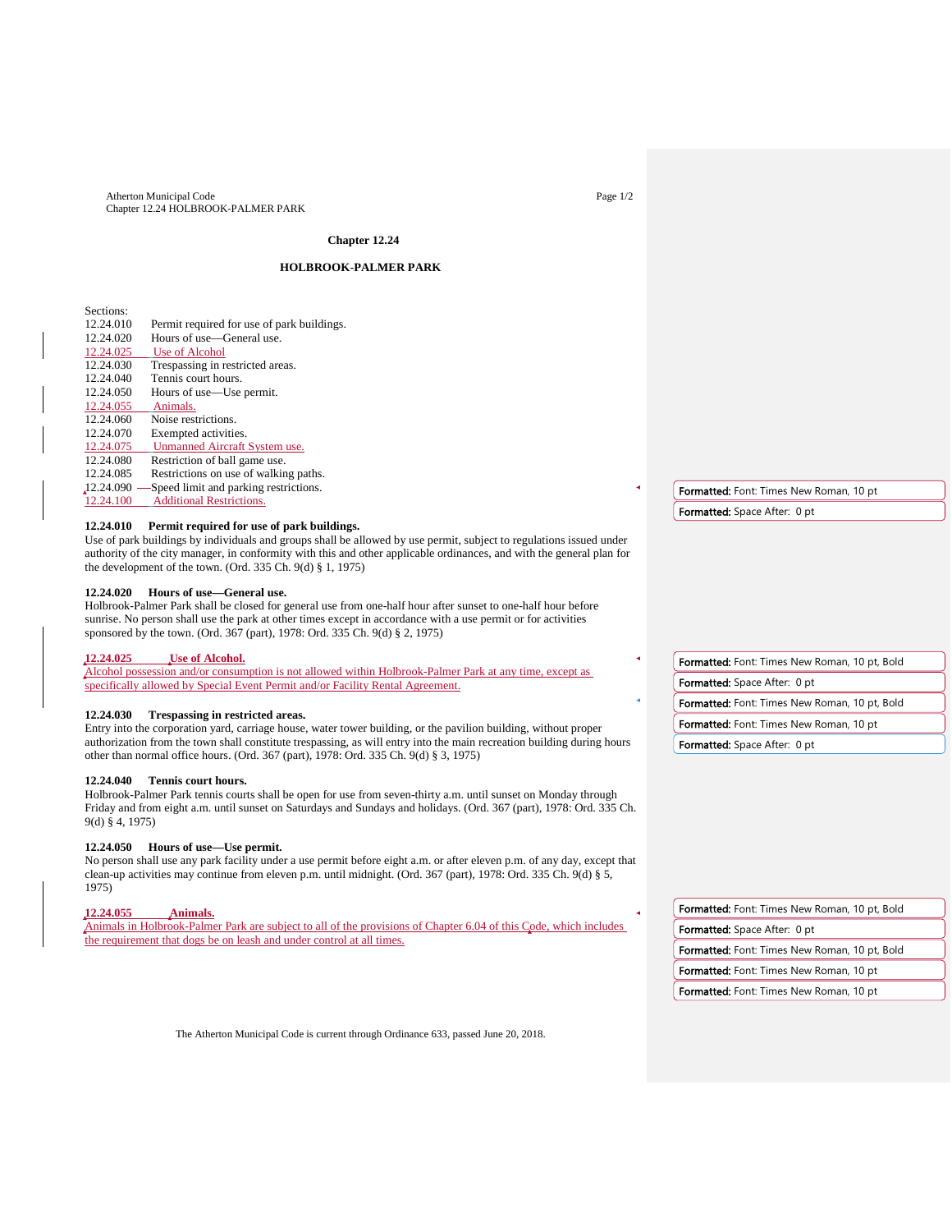# Chapter 12.24

## HOLBROOK-PALMER PARK

Sections:

| | |
|---|---|
| 12.24.010 | Permit required for use of park buildings. |
| 12.24.020 | Hours of use—General use. |
| 12.24.025 | Use of Alcohol |
| 12.24.030 | Trespassing in restricted areas. |
| 12.24.040 | Tennis court hours. |
| 12.24.050 | Hours of use—Use permit. |
| 12.24.055 | Animals. |
| 12.24.060 | Noise restrictions. |
| 12.24.070 | Exempted activities. |
| 12.24.075 | Unmanned Aircraft System use. |
| 12.24.080 | Restriction of ball game use. |
| 12.24.085 | Restrictions on use of walking paths. |
| 12.24.090 | Speed limit and parking restrictions. |
| 12.24.100 | Additional Restrictions. |

**12.24.010 Permit required for use of park buildings.**
Use of park buildings by individuals and groups shall be allowed by use permit, subject to regulations issued under authority of the city manager, in conformity with this and other applicable ordinances, and with the general plan for the development of the town. (Ord. 335 Ch. 9(d) § 1, 1975)

**12.24.020 Hours of use—General use.**
Holbrook-Palmer Park shall be closed for general use from one-half hour after sunset to one-half hour before sunrise. No person shall use the park at other times except in accordance with a use permit or for activities sponsored by the town. (Ord. 367 (part), 1978: Ord. 335 Ch. 9(d) § 2, 1975)

**12.24.025 Use of Alcohol.**
Alcohol possession and/or consumption is not allowed within Holbrook-Palmer Park at any time, except as specifically allowed by Special Event Permit and/or Facility Rental Agreement.

**12.24.030 Trespassing in restricted areas.**
Entry into the corporation yard, carriage house, water tower building, or the pavilion building, without proper authorization from the town shall constitute trespassing, as will entry into the main recreation building during hours other than normal office hours. (Ord. 367 (part), 1978: Ord. 335 Ch. 9(d) § 3, 1975)

**12.24.040 Tennis court hours.**
Holbrook-Palmer Park tennis courts shall be open for use from seven-thirty a.m. until sunset on Monday through Friday and from eight a.m. until sunset on Saturdays and Sundays and holidays. (Ord. 367 (part), 1978: Ord. 335 Ch. 9(d) § 4, 1975)

**12.24.050 Hours of use—Use permit.**
No person shall use any park facility under a use permit before eight a.m. or after eleven p.m. of any day, except that clean-up activities may continue from eleven p.m. until midnight. (Ord. 367 (part), 1978: Ord. 335 Ch. 9(d) § 5, 1975)

**12.24.055 Animals.**
Animals in Holbrook-Palmer Park are subject to all of the provisions of Chapter 6.04 of this Code, which includes the requirement that dogs be on leash and under control at all times.

The Atherton Municipal Code is current through Ordinance 633, passed June 20, 2018.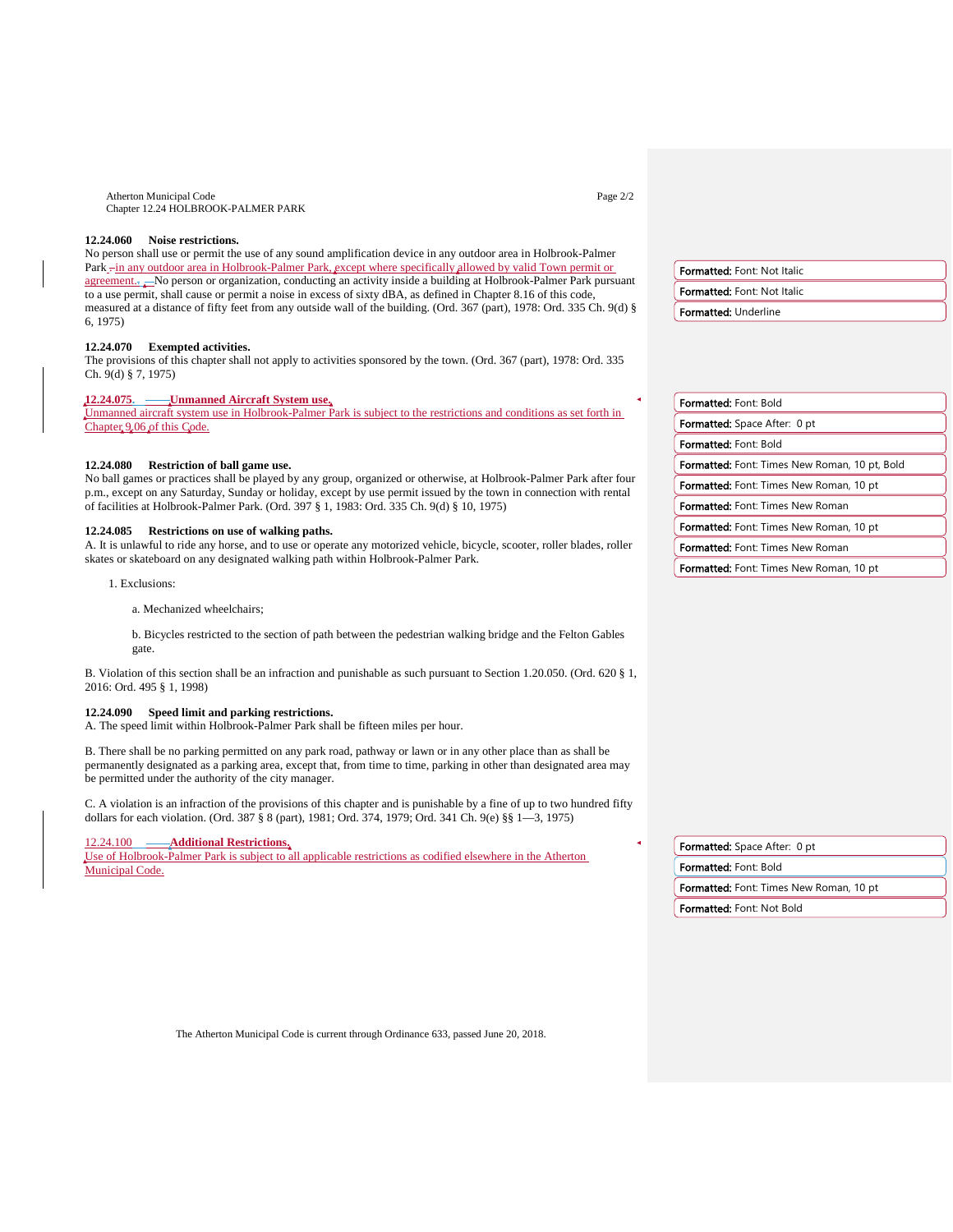**12.24.060 Noise restrictions.**
No person shall use or permit the use of any sound amplification device in any outdoor area in Holbrook-Palmer Park. in any outdoor area in Holbrook-Palmer Park, except where specifically allowed by valid Town permit or agreement. No person or organization, conducting an activity inside a building at Holbrook-Palmer Park pursuant to a use permit, shall cause or permit a noise in excess of sixty dBA, as defined in Chapter 8.16 of this code, measured at a distance of fifty feet from any outside wall of the building. (Ord. 367 (part), 1978: Ord. 335 Ch. 9(d) § 6, 1975)

**12.24.070 Exempted activities.**
The provisions of this chapter shall not apply to activities sponsored by the town. (Ord. 367 (part), 1978: Ord. 335 Ch. 9(d) § 7, 1975)

**12.24.075. Unmanned Aircraft System use.**
Unmanned aircraft system use in Holbrook-Palmer Park is subject to the restrictions and conditions as set forth in Chapter 9.06 of this Code.

**12.24.080 Restriction of ball game use.**
No ball games or practices shall be played by any group, organized or otherwise, at Holbrook-Palmer Park after four p.m., except on any Saturday, Sunday or holiday, except by use permit issued by the town in connection with rental of facilities at Holbrook-Palmer Park. (Ord. 397 § 1, 1983: Ord. 335 Ch. 9(d) § 10, 1975)

**12.24.085 Restrictions on use of walking paths.**
A. It is unlawful to ride any horse, and to use or operate any motorized vehicle, bicycle, scooter, roller blades, roller skates or skateboard on any designated walking path within Holbrook-Palmer Park.

1. Exclusions:

   a. Mechanized wheelchairs;

   b. Bicycles restricted to the section of path between the pedestrian walking bridge and the Felton Gables gate.

B. Violation of this section shall be an infraction and punishable as such pursuant to Section 1.20.050. (Ord. 620 § 1, 2016: Ord. 495 § 1, 1998)

**12.24.090 Speed limit and parking restrictions.**
A. The speed limit within Holbrook-Palmer Park shall be fifteen miles per hour.

B. There shall be no parking permitted on any park road, pathway or lawn or in any other place than as shall be permanently designated as a parking area, except that, from time to time, parking in other than designated area may be permitted under the authority of the city manager.

C. A violation is an infraction of the provisions of this chapter and is punishable by a fine of up to two hundred fifty dollars for each violation. (Ord. 387 § 8 (part), 1981; Ord. 374, 1979; Ord. 341 Ch. 9(e) §§ 1—3, 1975)

12.24.100 **Additional Restrictions.**
Use of Holbrook-Palmer Park is subject to all applicable restrictions as codified elsewhere in the Atherton Municipal Code.